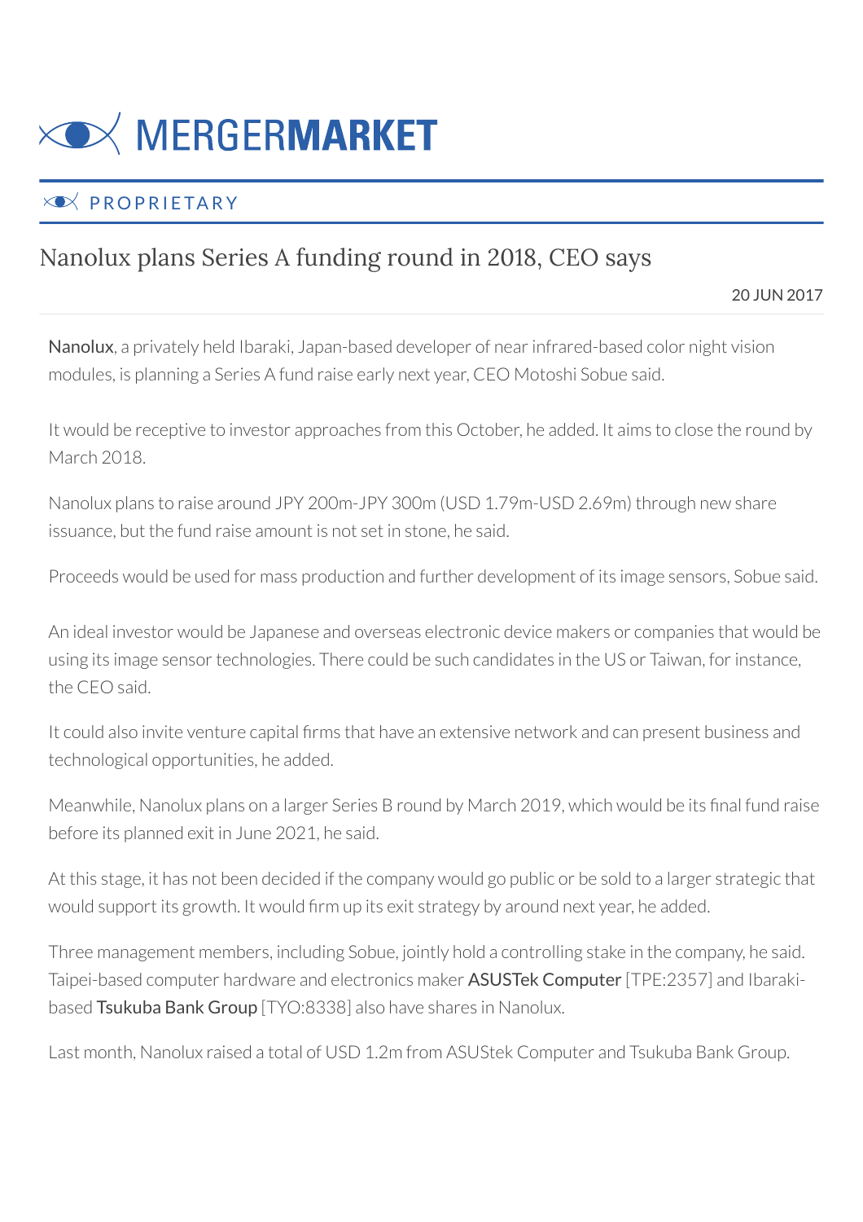# MERGERMARKET

PROPRIETARY

## Nanolux plans Series A funding round in 2018, CEO says

20 JUN 2017

Nanolux, a privately held Ibaraki, Japan-based developer of near infrared-based color night vision modules, is planning a Series A fund raise early next year, CEO Motoshi Sobue said.

It would be receptive to investor approaches from this October, he added. It aims to close the round by March 2018.

Nanolux plans to raise around JPY 200m-JPY 300m (USD 1.79m-USD 2.69m) through new share issuance, but the fund raise amount is not set in stone, he said.

Proceeds would be used for mass production and further development of its image sensors, Sobue said.

An ideal investor would be Japanese and overseas electronic device makers or companies that would be using its image sensor technologies. There could be such candidates in the US or Taiwan, for instance, the CEO said.

It could also invite venture capital firms that have an extensive network and can present business and technological opportunities, he added.

Meanwhile, Nanolux plans on a larger Series B round by March 2019, which would be its final fund raise before its planned exit in June 2021, he said.

At this stage, it has not been decided if the company would go public or be sold to a larger strategic that would support its growth. It would firm up its exit strategy by around next year, he added.

Three management members, including Sobue, jointly hold a controlling stake in the company, he said. Taipei-based computer hardware and electronics maker ASUSTek Computer [TPE:2357] and Ibaraki-based Tsukuba Bank Group [TYO:8338] also have shares in Nanolux.

Last month, Nanolux raised a total of USD 1.2m from ASUStek Computer and Tsukuba Bank Group.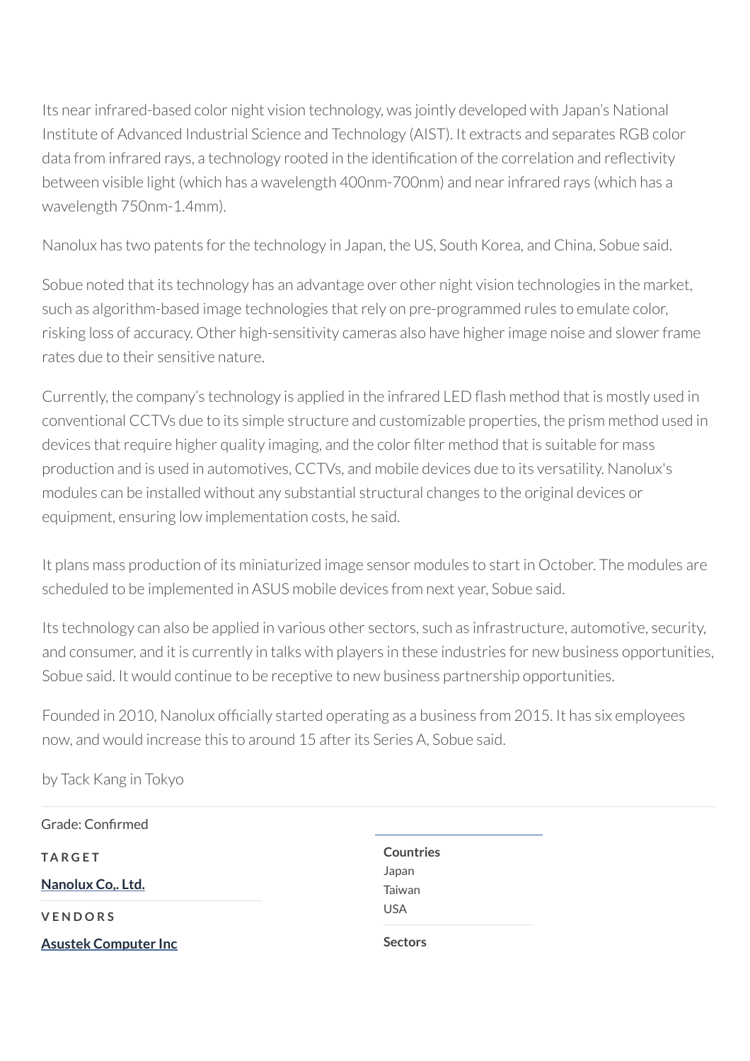Its near infrared-based color night vision technology, was jointly developed with Japan's National Institute of Advanced Industrial Science and Technology (AIST). It extracts and separates RGB color data from infrared rays, a technology rooted in the identification of the correlation and reflectivity between visible light (which has a wavelength 400nm-700nm) and near infrared rays (which has a wavelength 750nm-1.4mm).

Nanolux has two patents for the technology in Japan, the US, South Korea, and China, Sobue said.

Sobue noted that its technology has an advantage over other night vision technologies in the market, such as algorithm-based image technologies that rely on pre-programmed rules to emulate color, risking loss of accuracy. Other high-sensitivity cameras also have higher image noise and slower frame rates due to their sensitive nature.

Currently, the company's technology is applied in the infrared LED flash method that is mostly used in conventional CCTVs due to its simple structure and customizable properties, the prism method used in devices that require higher quality imaging, and the color filter method that is suitable for mass production and is used in automotives, CCTVs, and mobile devices due to its versatility. Nanolux's modules can be installed without any substantial structural changes to the original devices or equipment, ensuring low implementation costs, he said.

It plans mass production of its miniaturized image sensor modules to start in October. The modules are scheduled to be implemented in ASUS mobile devices from next year, Sobue said.

Its technology can also be applied in various other sectors, such as infrastructure, automotive, security, and consumer, and it is currently in talks with players in these industries for new business opportunities, Sobue said. It would continue to be receptive to new business partnership opportunities.

Founded in 2010, Nanolux officially started operating as a business from 2015. It has six employees now, and would increase this to around 15 after its Series A, Sobue said.

by Tack Kang in Tokyo

Grade: Confirmed

**TARGET**

**Nanolux Co,. Ltd.**

**VENDORS**

**Asustek Computer Inc**

**Countries**

Japan
Taiwan
USA

**Sectors**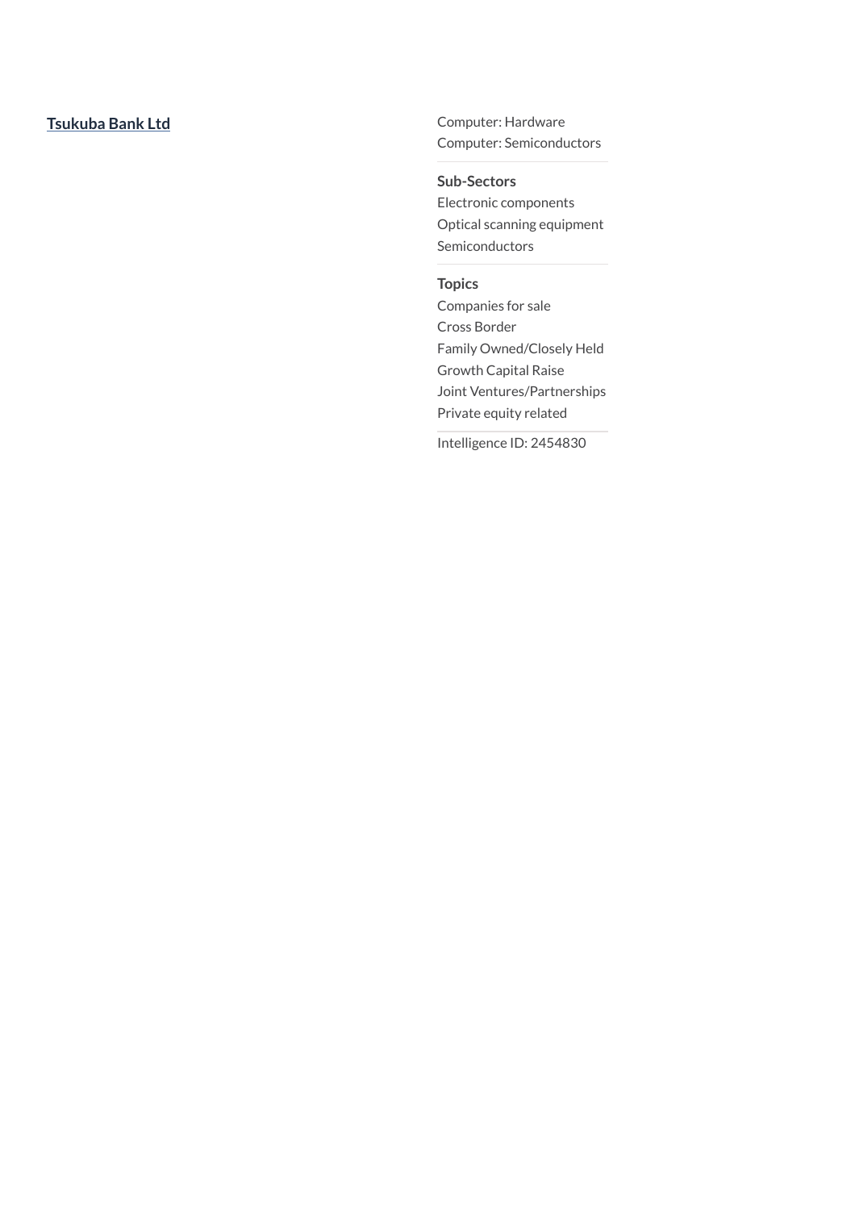[Tsukuba Bank Ltd]

Computer: Hardware
Computer: Semiconductors

**Sub-Sectors**

Electronic components
Optical scanning equipment
Semiconductors

**Topics**

Companies for sale
Cross Border
Family Owned/Closely Held
Growth Capital Raise
Joint Ventures/Partnerships
Private equity related

Intelligence ID: 2454830